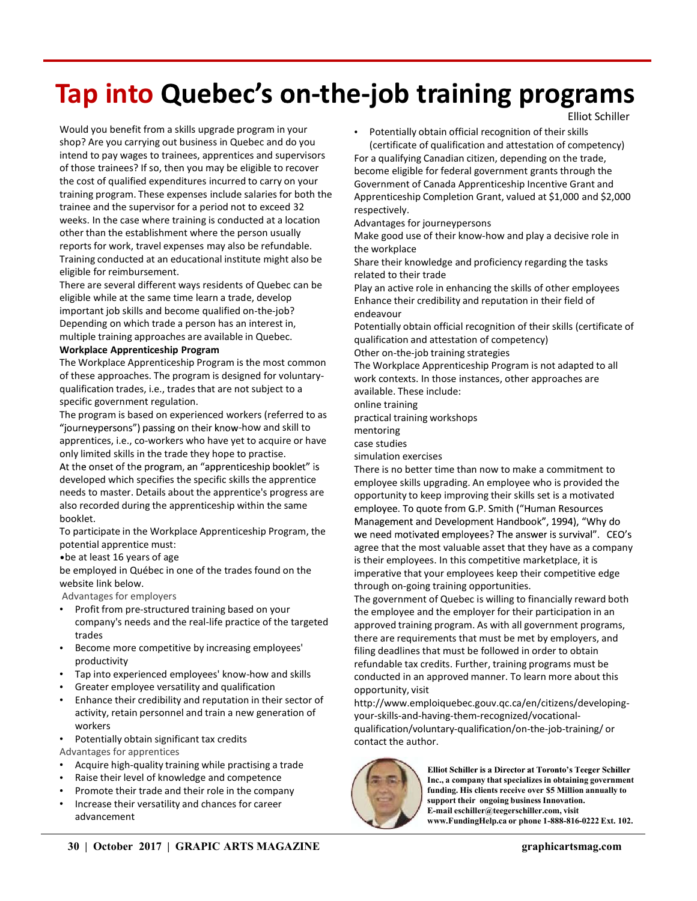# Tap into Quebec's on-the-job training programs

Elliot Schiller

Would you benefit from a skills upgrade program in your shop? Are you carrying out business in Quebec and do you intend to pay wages to trainees, apprentices and supervisors of those trainees? If so, then you may be eligible to recover the cost of qualified expenditures incurred to carry on your training program. These expenses include salaries for both the trainee and the supervisor for a period not to exceed 32 weeks. In the case where training is conducted at a location other than the establishment where the person usually reports for work, travel expenses may also be refundable. Training conducted at an educational institute might also be eligible for reimbursement.

There are several different ways residents of Quebec can be eligible while at the same time learn a trade, develop important job skills and become qualified on-the-job? Depending on which trade a person has an interest in, multiple training approaches are available in Quebec.

**Workplace Apprenticeship Program**

The Workplace Apprenticeship Program is the most common of these approaches. The program is designed for voluntary-qualification trades, i.e., trades that are not subject to a specific government regulation.

The program is based on experienced workers (referred to as "journeypersons") passing on their know-how and skill to apprentices, i.e., co-workers who have yet to acquire or have only limited skills in the trade they hope to practise.

At the onset of the program, an "apprenticeship booklet" is developed which specifies the specific skills the apprentice needs to master. Details about the apprentice's progress are also recorded during the apprenticeship within the same booklet.

To participate in the Workplace Apprenticeship Program, the potential apprentice must:

- be at least 16 years of age

be employed in Québec in one of the trades found on the website link below.

Advantages for employers

- Profit from pre-structured training based on your company's needs and the real-life practice of the targeted trades
- Become more competitive by increasing employees' productivity
- Tap into experienced employees' know-how and skills
- Greater employee versatility and qualification
- Enhance their credibility and reputation in their sector of activity, retain personnel and train a new generation of workers
- Potentially obtain significant tax credits

Advantages for apprentices

- Acquire high-quality training while practising a trade
- Raise their level of knowledge and competence
- Promote their trade and their role in the company
- Increase their versatility and chances for career advancement
- Potentially obtain official recognition of their skills (certificate of qualification and attestation of competency)

For a qualifying Canadian citizen, depending on the trade, become eligible for federal government grants through the Government of Canada Apprenticeship Incentive Grant and Apprenticeship Completion Grant, valued at $1,000 and $2,000 respectively.

Advantages for journeypersons

Make good use of their know-how and play a decisive role in the workplace

Share their knowledge and proficiency regarding the tasks related to their trade

Play an active role in enhancing the skills of other employees

Enhance their credibility and reputation in their field of endeavour

Potentially obtain official recognition of their skills (certificate of qualification and attestation of competency)

Other on-the-job training strategies

The Workplace Apprenticeship Program is not adapted to all work contexts. In those instances, other approaches are available. These include:

online training

practical training workshops

mentoring

case studies

simulation exercises

There is no better time than now to make a commitment to employee skills upgrading. An employee who is provided the opportunity to keep improving their skills set is a motivated employee. To quote from G.P. Smith ("Human Resources Management and Development Handbook", 1994), "Why do we need motivated employees? The answer is survival". CEO's agree that the most valuable asset that they have as a company is their employees. In this competitive marketplace, it is imperative that your employees keep their competitive edge through on-going training opportunities.

The government of Quebec is willing to financially reward both the employee and the employer for their participation in an approved training program. As with all government programs, there are requirements that must be met by employers, and filing deadlines that must be followed in order to obtain refundable tax credits. Further, training programs must be conducted in an approved manner. To learn more about this opportunity, visit http://www.emploiquebec.gouv.qc.ca/en/citizens/developing-your-skills-and-having-them-recognized/vocational-qualification/voluntary-qualification/on-the-job-training/ or contact the author.

**Elliot Schiller is a Director at Toronto's Teeger Schiller Inc., a company that specializes in obtaining government funding. His clients receive over $5 Million annually to support their ongoing business Innovation. E-mail eschiller@teegerschiller.com, visit www.FundingHelp.ca or phone 1-888-816-0222 Ext. 102.**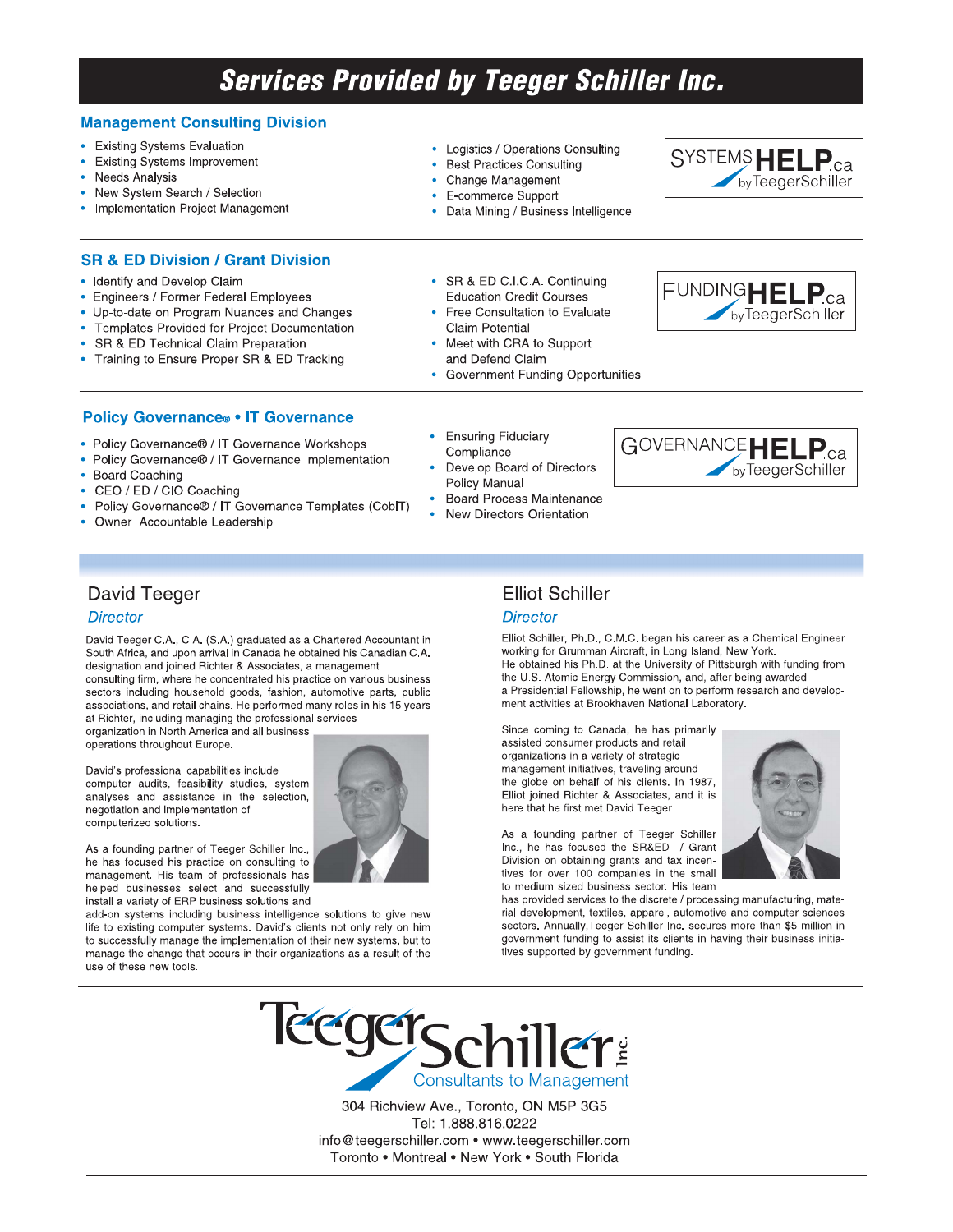# Services Provided by Teeger Schiller Inc.

## Management Consulting Division

- Existing Systems Evaluation
- Existing Systems Improvement
- Needs Analysis
- New System Search / Selection
- Implementation Project Management
- Logistics / Operations Consulting
- Best Practices Consulting
- Change Management
- E-commerce Support
- Data Mining / Business Intelligence

SYSTEMSHELP.ca by TeegerSchiller

## SR & ED Division / Grant Division

- Identify and Develop Claim
- Engineers / Former Federal Employees
- Up-to-date on Program Nuances and Changes
- Templates Provided for Project Documentation
- SR & ED Technical Claim Preparation
- Training to Ensure Proper SR & ED Tracking
- SR & ED C.I.C.A. Continuing Education Credit Courses
- Free Consultation to Evaluate Claim Potential
- Meet with CRA to Support and Defend Claim
- Government Funding Opportunities

FUNDINGHELP.ca by TeegerSchiller

## Policy Governance® • IT Governance

- Policy Governance® / IT Governance Workshops
- Policy Governance® / IT Governance Implementation
- Board Coaching
- CEO / ED / CIO Coaching
- Policy Governance® / IT Governance Templates (CobIT)
- Owner Accountable Leadership
- Ensuring Fiduciary Compliance
- Develop Board of Directors Policy Manual
- Board Process Maintenance
- New Directors Orientation

GOVERNANCEHELP.ca by TeegerSchiller

## David Teeger

*Director*

David Teeger C.A., C.A. (S.A.) graduated as a Chartered Accountant in South Africa, and upon arrival in Canada he obtained his Canadian C.A. designation and joined Richter & Associates, a management consulting firm, where he concentrated his practice on various business sectors including household goods, fashion, automotive parts, public associations, and retail chains. He performed many roles in his 15 years at Richter, including managing the professional services organization in North America and all business operations throughout Europe.

David's professional capabilities include computer audits, feasibility studies, system analyses and assistance in the selection, negotiation and implementation of computerized solutions.

As a founding partner of Teeger Schiller Inc., he has focused his practice on consulting to management. His team of professionals has helped businesses select and successfully install a variety of ERP business solutions and add-on systems including business intelligence solutions to give new life to existing computer systems. David's clients not only rely on him to successfully manage the implementation of their new systems, but to manage the change that occurs in their organizations as a result of the use of these new tools.

## Elliot Schiller

*Director*

Elliot Schiller, Ph.D., C.M.C. began his career as a Chemical Engineer working for Grumman Aircraft, in Long Island, New York. He obtained his Ph.D. at the University of Pittsburgh with funding from the U.S. Atomic Energy Commission, and, after being awarded a Presidential Fellowship, he went on to perform research and development activities at Brookhaven National Laboratory.

Since coming to Canada, he has primarily assisted consumer products and retail organizations in a variety of strategic management initiatives, traveling around the globe on behalf of his clients. In 1987, Elliot joined Richter & Associates, and it is here that he first met David Teeger.

As a founding partner of Teeger Schiller Inc., he has focused the SR&ED / Grant Division on obtaining grants and tax incentives for over 100 companies in the small to medium sized business sector. His team has provided services to the discrete / processing manufacturing, material development, textiles, apparel, automotive and computer sciences sectors. Annually, Teeger Schiller Inc. secures more than $5 million in government funding to assist its clients in having their business initiatives supported by government funding.

---

**TeegerSchiller Inc.**
Consultants to Management

304 Richview Ave., Toronto, ON M5P 3G5
Tel: 1.888.816.0222
info@teegerschiller.com • www.teegerschiller.com
Toronto • Montreal • New York • South Florida